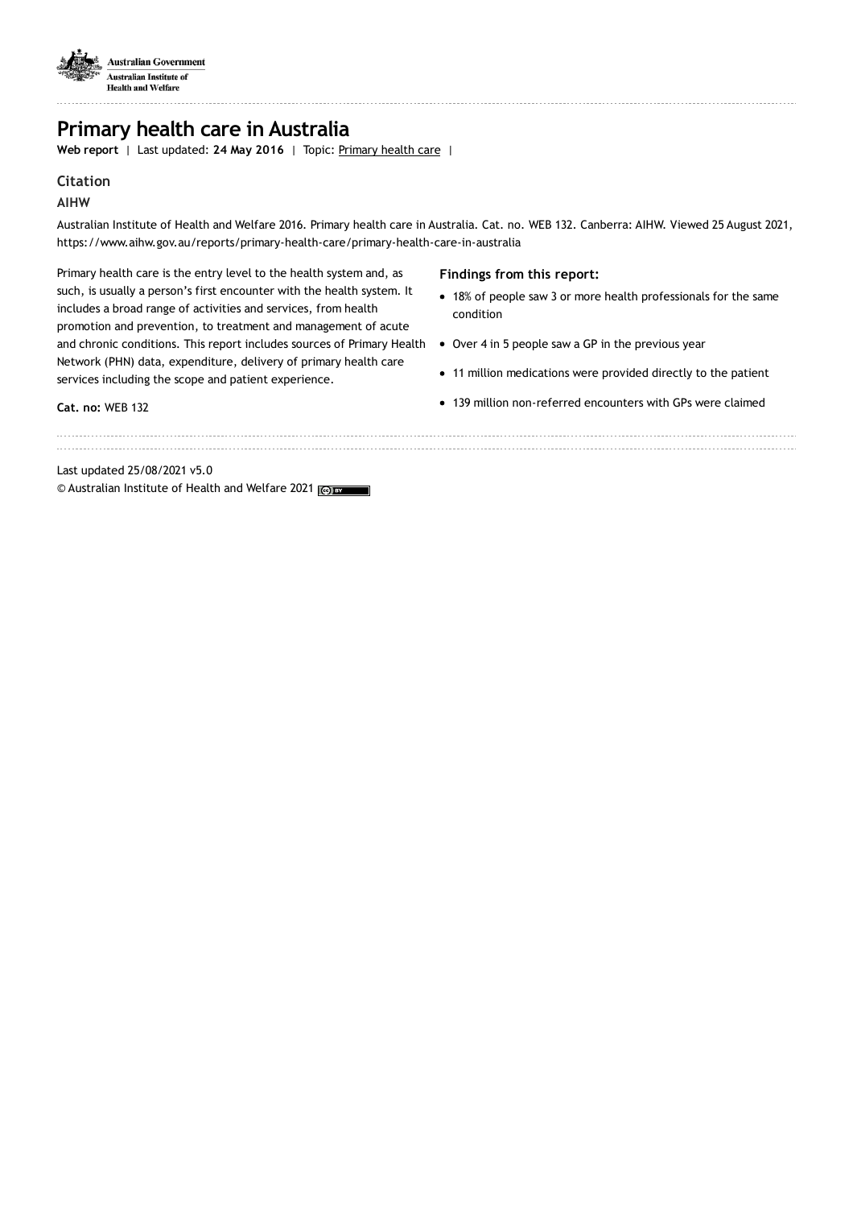# Primary health care in Australia

**Web report** | Last updated: **24 May 2016** | Topic: Primary health care |

## Citation

**AIHW**

Australian Institute of Health and Welfare 2016. Primary health care in Australia. Cat. no. WEB 132. Canberra: AIHW. Viewed 25 August 2021, https://www.aihw.gov.au/reports/primary-health-care/primary-health-care-in-australia

Primary health care is the entry level to the health system and, as such, is usually a person's first encounter with the health system. It includes a broad range of activities and services, from health promotion and prevention, to treatment and management of acute and chronic conditions. This report includes sources of Primary Health Network (PHN) data, expenditure, delivery of primary health care services including the scope and patient experience.

**Cat. no:** WEB 132

**Findings from this report:**

- 18% of people saw 3 or more health professionals for the same condition
- Over 4 in 5 people saw a GP in the previous year
- 11 million medications were provided directly to the patient
- 139 million non-referred encounters with GPs were claimed

Last updated 25/08/2021 v5.0

© Australian Institute of Health and Welfare 2021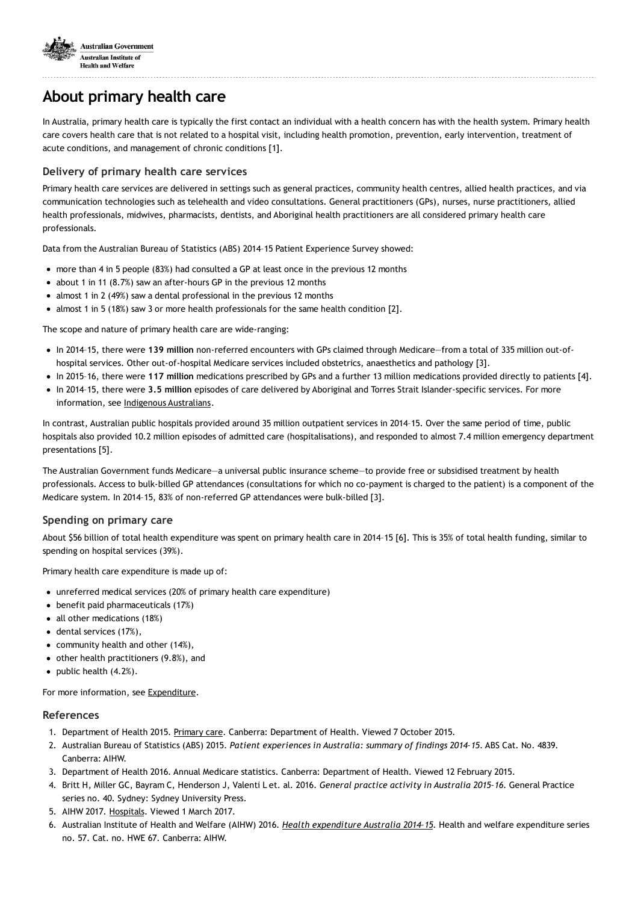Australian Government
Australian Institute of Health and Welfare

# About primary health care

In Australia, primary health care is typically the first contact an individual with a health concern has with the health system. Primary health care covers health care that is not related to a hospital visit, including health promotion, prevention, early intervention, treatment of acute conditions, and management of chronic conditions [1].

### Delivery of primary health care services

Primary health care services are delivered in settings such as general practices, community health centres, allied health practices, and via communication technologies such as telehealth and video consultations. General practitioners (GPs), nurses, nurse practitioners, allied health professionals, midwives, pharmacists, dentists, and Aboriginal health practitioners are all considered primary health care professionals.

Data from the Australian Bureau of Statistics (ABS) 2014–15 Patient Experience Survey showed:

- more than 4 in 5 people (83%) had consulted a GP at least once in the previous 12 months
- about 1 in 11 (8.7%) saw an after-hours GP in the previous 12 months
- almost 1 in 2 (49%) saw a dental professional in the previous 12 months
- almost 1 in 5 (18%) saw 3 or more health professionals for the same health condition [2].

The scope and nature of primary health care are wide-ranging:

- In 2014–15, there were **139 million** non-referred encounters with GPs claimed through Medicare—from a total of 335 million out-of-hospital services. Other out-of-hospital Medicare services included obstetrics, anaesthetics and pathology [3].
- In 2015–16, there were **117 million** medications prescribed by GPs and a further 13 million medications provided directly to patients [4].
- In 2014–15, there were **3.5 million** episodes of care delivered by Aboriginal and Torres Strait Islander-specific services. For more information, see Indigenous Australians.

In contrast, Australian public hospitals provided around 35 million outpatient services in 2014–15. Over the same period of time, public hospitals also provided 10.2 million episodes of admitted care (hospitalisations), and responded to almost 7.4 million emergency department presentations [5].

The Australian Government funds Medicare—a universal public insurance scheme—to provide free or subsidised treatment by health professionals. Access to bulk-billed GP attendances (consultations for which no co-payment is charged to the patient) is a component of the Medicare system. In 2014–15, 83% of non-referred GP attendances were bulk-billed [3].

### Spending on primary care

About $56 billion of total health expenditure was spent on primary health care in 2014–15 [6]. This is 35% of total health funding, similar to spending on hospital services (39%).

Primary health care expenditure is made up of:

- unreferred medical services (20% of primary health care expenditure)
- benefit paid pharmaceuticals (17%)
- all other medications (18%)
- dental services (17%),
- community health and other (14%),
- other health practitioners (9.8%), and
- public health (4.2%).

For more information, see Expenditure.

### References

1. Department of Health 2015. Primary care. Canberra: Department of Health. Viewed 7 October 2015.
2. Australian Bureau of Statistics (ABS) 2015. *Patient experiences in Australia: summary of findings 2014–15*. ABS Cat. No. 4839. Canberra: AIHW.
3. Department of Health 2016. Annual Medicare statistics. Canberra: Department of Health. Viewed 12 February 2015.
4. Britt H, Miller GC, Bayram C, Henderson J, Valenti L et. al. 2016. *General practice activity in Australia 2015–16*. General Practice series no. 40. Sydney: Sydney University Press.
5. AIHW 2017. Hospitals. Viewed 1 March 2017.
6. Australian Institute of Health and Welfare (AIHW) 2016. *Health expenditure Australia 2014–15*. Health and welfare expenditure series no. 57. Cat. no. HWE 67. Canberra: AIHW.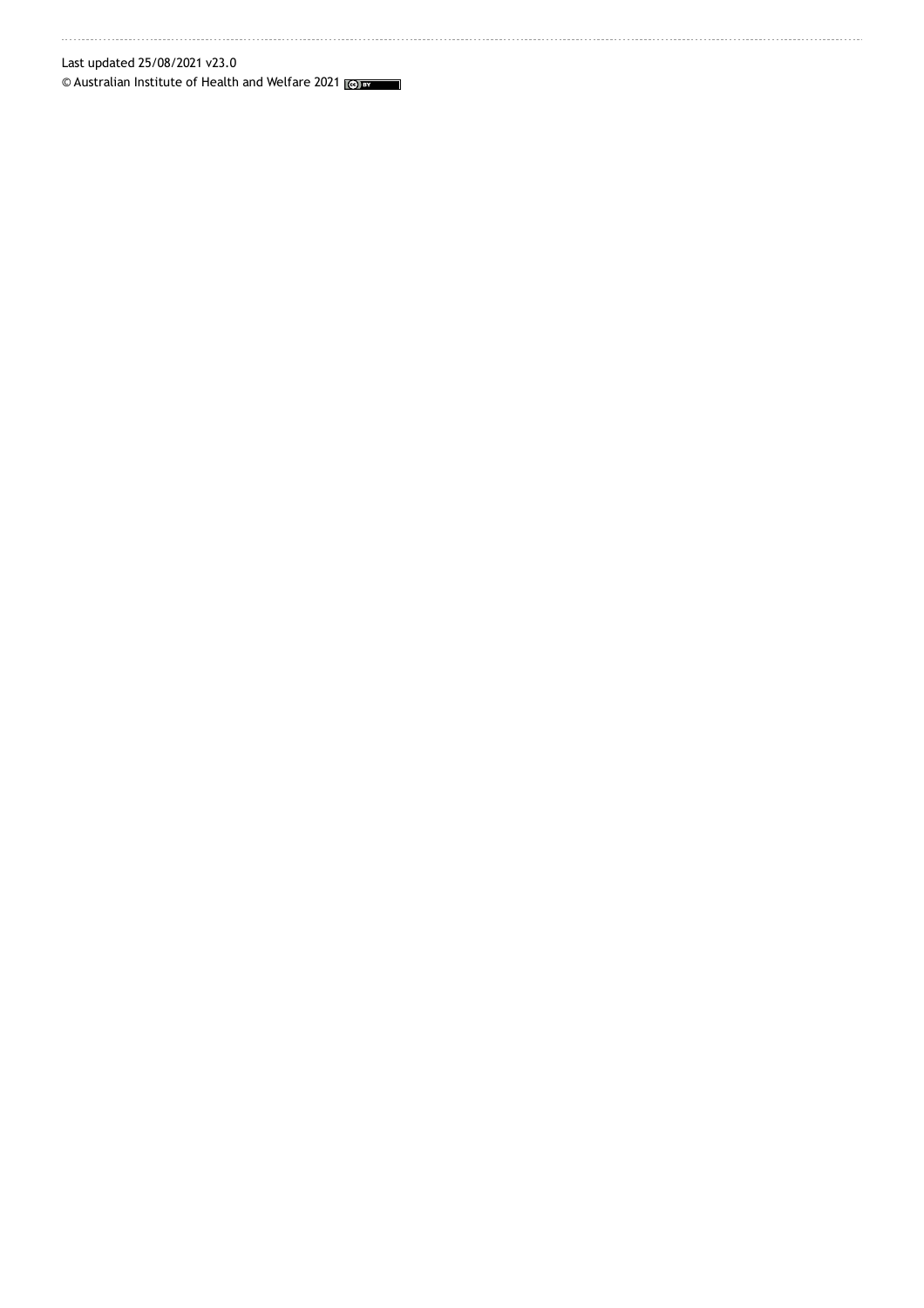Last updated 25/08/2021 v23.0

© Australian Institute of Health and Welfare 2021